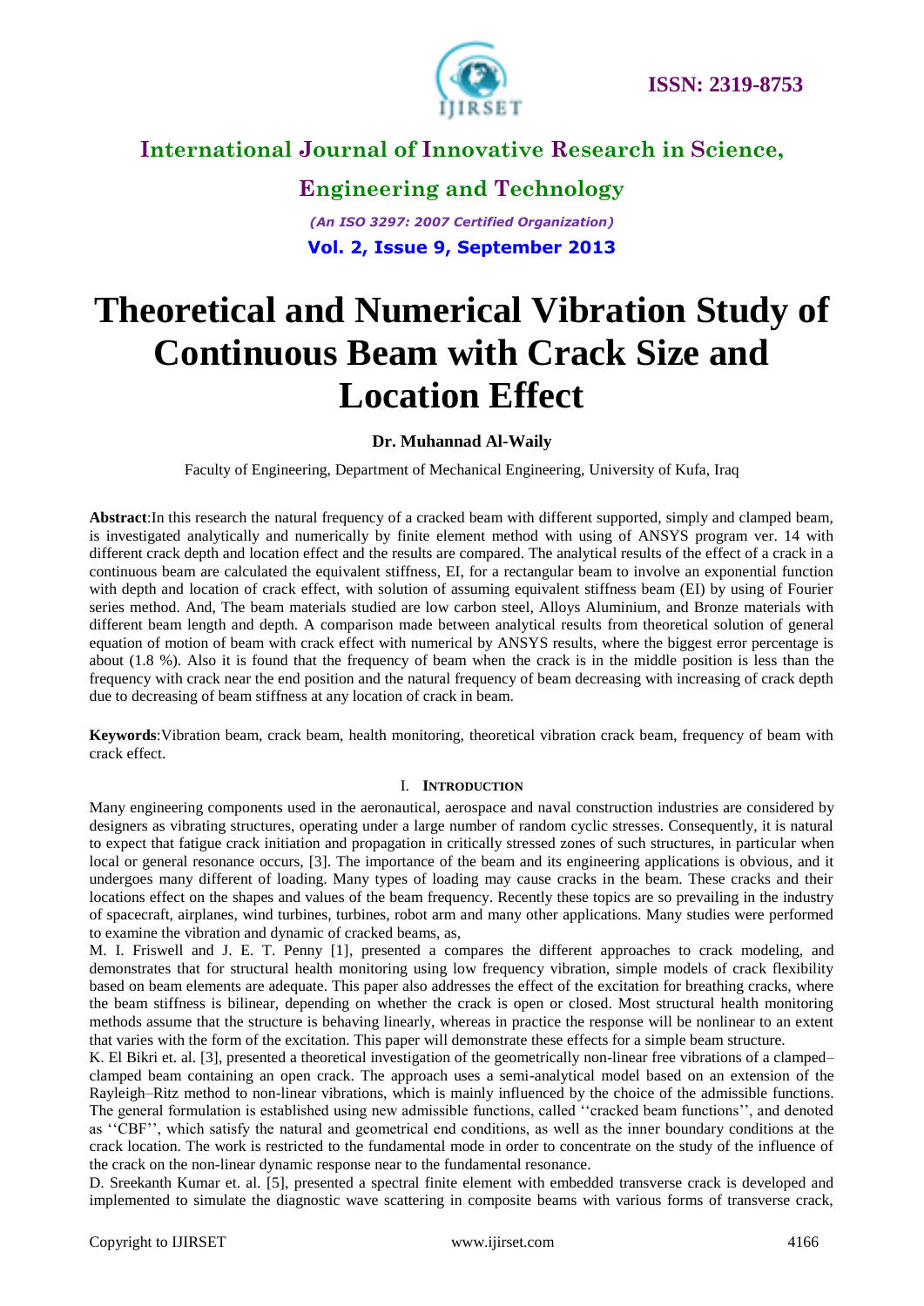# Theoretical and Numerical Vibration Study of Continuous Beam with Crack Size and Location Effect

**Dr. Muhannad Al-Waily**

Faculty of Engineering, Department of Mechanical Engineering, University of Kufa, Iraq

**Abstract**:In this research the natural frequency of a cracked beam with different supported, simply and clamped beam, is investigated analytically and numerically by finite element method with using of ANSYS program ver. 14 with different crack depth and location effect and the results are compared. The analytical results of the effect of a crack in a continuous beam are calculated the equivalent stiffness, EI, for a rectangular beam to involve an exponential function with depth and location of crack effect, with solution of assuming equivalent stiffness beam (EI) by using of Fourier series method. And, The beam materials studied are low carbon steel, Alloys Aluminium, and Bronze materials with different beam length and depth. A comparison made between analytical results from theoretical solution of general equation of motion of beam with crack effect with numerical by ANSYS results, where the biggest error percentage is about (1.8 %). Also it is found that the frequency of beam when the crack is in the middle position is less than the frequency with crack near the end position and the natural frequency of beam decreasing with increasing of crack depth due to decreasing of beam stiffness at any location of crack in beam.

**Keywords**:Vibration beam, crack beam, health monitoring, theoretical vibration crack beam, frequency of beam with crack effect.

## I. Introduction

Many engineering components used in the aeronautical, aerospace and naval construction industries are considered by designers as vibrating structures, operating under a large number of random cyclic stresses. Consequently, it is natural to expect that fatigue crack initiation and propagation in critically stressed zones of such structures, in particular when local or general resonance occurs, [3]. The importance of the beam and its engineering applications is obvious, and it undergoes many different of loading. Many types of loading may cause cracks in the beam. These cracks and their locations effect on the shapes and values of the beam frequency. Recently these topics are so prevailing in the industry of spacecraft, airplanes, wind turbines, turbines, robot arm and many other applications. Many studies were performed to examine the vibration and dynamic of cracked beams, as,

M. I. Friswell and J. E. T. Penny [1], presented a compares the different approaches to crack modeling, and demonstrates that for structural health monitoring using low frequency vibration, simple models of crack flexibility based on beam elements are adequate. This paper also addresses the effect of the excitation for breathing cracks, where the beam stiffness is bilinear, depending on whether the crack is open or closed. Most structural health monitoring methods assume that the structure is behaving linearly, whereas in practice the response will be nonlinear to an extent that varies with the form of the excitation. This paper will demonstrate these effects for a simple beam structure.

K. El Bikri et. al. [3], presented a theoretical investigation of the geometrically non-linear free vibrations of a clamped–clamped beam containing an open crack. The approach uses a semi-analytical model based on an extension of the Rayleigh–Ritz method to non-linear vibrations, which is mainly influenced by the choice of the admissible functions. The general formulation is established using new admissible functions, called ''cracked beam functions'', and denoted as ''CBF'', which satisfy the natural and geometrical end conditions, as well as the inner boundary conditions at the crack location. The work is restricted to the fundamental mode in order to concentrate on the study of the influence of the crack on the non-linear dynamic response near to the fundamental resonance.

D. Sreekanth Kumar et. al. [5], presented a spectral finite element with embedded transverse crack is developed and implemented to simulate the diagnostic wave scattering in composite beams with various forms of transverse crack,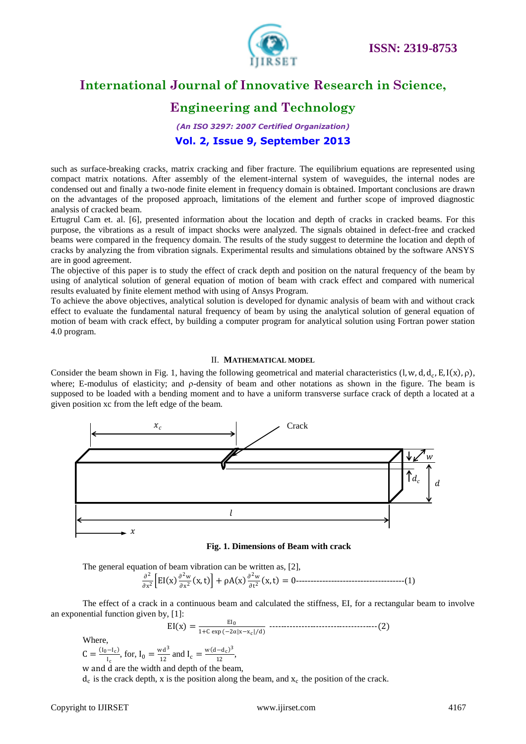such as surface-breaking cracks, matrix cracking and fiber fracture. The equilibrium equations are represented using compact matrix notations. After assembly of the element-internal system of waveguides, the internal nodes are condensed out and finally a two-node finite element in frequency domain is obtained. Important conclusions are drawn on the advantages of the proposed approach, limitations of the element and further scope of improved diagnostic analysis of cracked beam.

Ertugrul Cam et. al. [6], presented information about the location and depth of cracks in cracked beams. For this purpose, the vibrations as a result of impact shocks were analyzed. The signals obtained in defect-free and cracked beams were compared in the frequency domain. The results of the study suggest to determine the location and depth of cracks by analyzing the from vibration signals. Experimental results and simulations obtained by the software ANSYS are in good agreement.

The objective of this paper is to study the effect of crack depth and position on the natural frequency of the beam by using of analytical solution of general equation of motion of beam with crack effect and compared with numerical results evaluated by finite element method with using of Ansys Program.

To achieve the above objectives, analytical solution is developed for dynamic analysis of beam with and without crack effect to evaluate the fundamental natural frequency of beam by using the analytical solution of general equation of motion of beam with crack effect, by building a computer program for analytical solution using Fortran power station 4.0 program.

## II. MATHEMATICAL MODEL

Consider the beam shown in Fig. 1, having the following geometrical and material characteristics $(l, w, d, d_c, E, I(x), \rho)$, where; E-modulus of elasticity; and ρ-density of beam and other notations as shown in the figure. The beam is supposed to be loaded with a bending moment and to have a uniform transverse surface crack of depth a located at a given position xc from the left edge of the beam.

**Fig. 1. Dimensions of Beam with crack**

The general equation of beam vibration can be written as, [2],

$$\frac{\partial^2}{\partial x^2}\left[EI(x)\frac{\partial^2 w}{\partial x^2}(x,t)\right] + \rho A(x)\frac{\partial^2 w}{\partial t^2}(x,t) = 0 \quad \text{------------------------------------(1)}$$

The effect of a crack in a continuous beam and calculated the stiffness, EI, for a rectangular beam to involve an exponential function given by, [1]:

$$EI(x) = \frac{EI_0}{1 + C\exp\left(-2\alpha|x - x_c|/d\right)} \quad \text{------------------------------------(2)}$$

Where,

$C = \frac{(I_0 - I_c)}{I_c}$, for, $I_0 = \frac{wd^3}{12}$ and $I_c = \frac{w(d-d_c)^3}{12}$,

w and d are the width and depth of the beam,

$d_c$ is the crack depth, x is the position along the beam, and $x_c$ the position of the crack.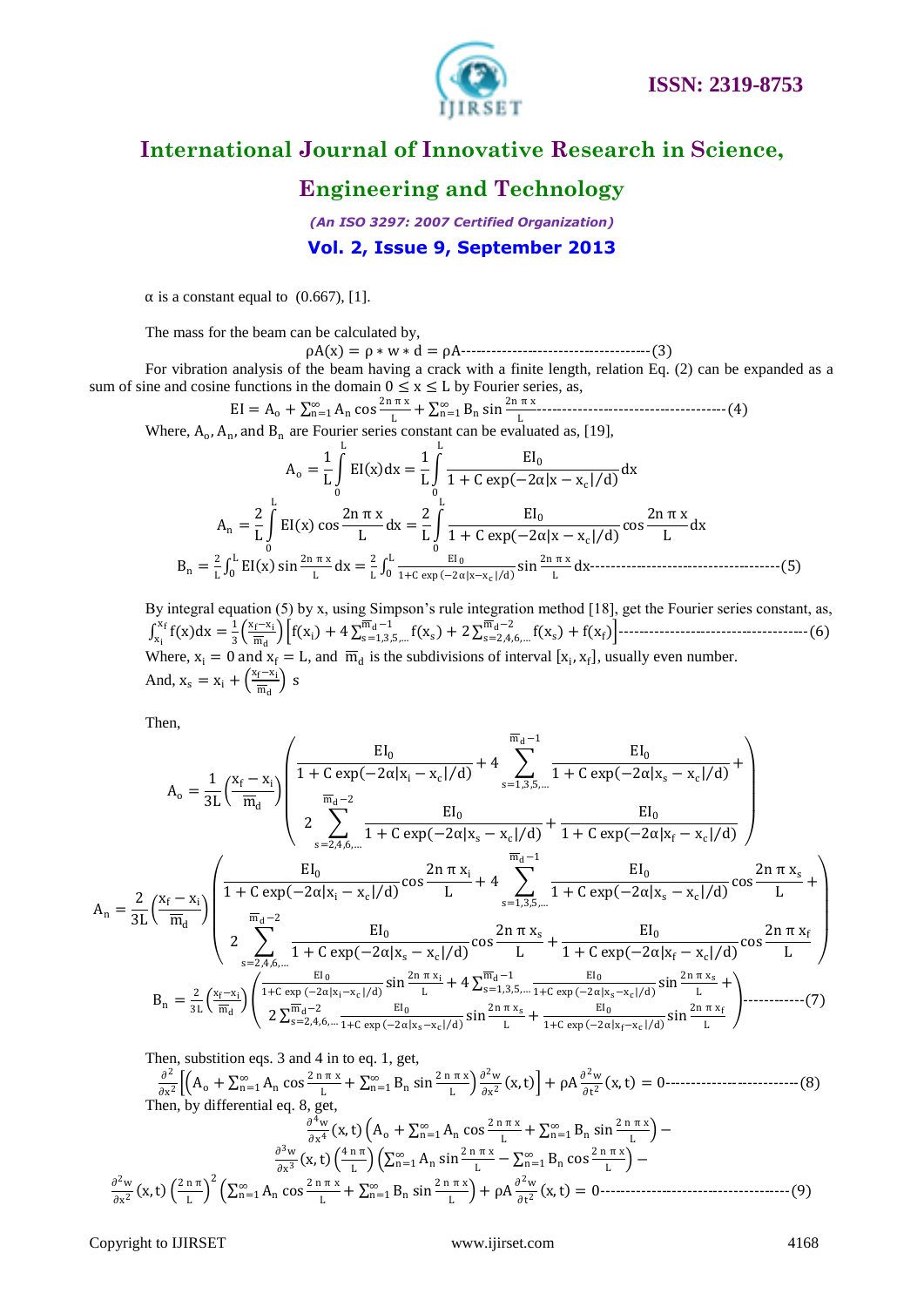α is a constant equal to (0.667), [1].

The mass for the beam can be calculated by,

$$\rho A(x) = \rho * w * d = \rho A \text{-------------------------------------}(3)$$

For vibration analysis of the beam having a crack with a finite length, relation Eq. (2) can be expanded as a sum of sine and cosine functions in the domain $0 \leq x \leq L$ by Fourier series, as,

$$EI = A_o + \sum_{n=1}^{\infty} A_n \cos\frac{2n\pi x}{L} + \sum_{n=1}^{\infty} B_n \sin\frac{2n\pi x}{L} \text{-------------------------------------}(4)$$

Where, $A_o$, $A_n$, and $B_n$ are Fourier series constant can be evaluated as, [19],

$$A_o = \frac{1}{L}\int_0^L EI(x)dx = \frac{1}{L}\int_0^L \frac{EI_0}{1 + C\exp(-2\alpha|x - x_c|/d)}dx$$

$$A_n = \frac{2}{L}\int_0^L EI(x)\cos\frac{2n\pi x}{L}dx = \frac{2}{L}\int_0^L \frac{EI_0}{1 + C\exp(-2\alpha|x - x_c|/d)}\cos\frac{2n\pi x}{L}dx$$

$$B_n = \frac{2}{L}\int_0^L EI(x)\sin\frac{2n\pi x}{L}dx = \frac{2}{L}\int_0^L \frac{EI_0}{1 + C\exp(-2\alpha|x - x_c|/d)}\sin\frac{2n\pi x}{L}dx \text{-------------------------------------}(5)$$

By integral equation (5) by x, using Simpson's rule integration method [18], get the Fourier series constant, as,

$$\int_{x_i}^{x_f} f(x)dx = \frac{1}{3}\left(\frac{x_f - x_i}{\overline{m}_d}\right)\left[f(x_i) + 4\sum_{s=1,3,5,\ldots}^{\overline{m}_d - 1} f(x_s) + 2\sum_{s=2,4,6,\ldots}^{\overline{m}_d - 2} f(x_s) + f(x_f)\right] \text{-------------------------------------}(6)$$

Where, $x_i = 0$ and $x_f = L$, and $\overline{m}_d$ is the subdivisions of interval $[x_i, x_f]$, usually even number.

And, $x_s = x_i + \left(\frac{x_f - x_i}{\overline{m}_d}\right) s$

Then,

$$A_o = \frac{1}{3L}\left(\frac{x_f - x_i}{\overline{m}_d}\right)\left(\begin{array}{c}\frac{EI_0}{1 + C\exp(-2\alpha|x_i - x_c|/d)} + 4\sum_{s=1,3,5,\ldots}^{\overline{m}_d - 1}\frac{EI_0}{1 + C\exp(-2\alpha|x_s - x_c|/d)} + \\ 2\sum_{s=2,4,6,\ldots}^{\overline{m}_d - 2}\frac{EI_0}{1 + C\exp(-2\alpha|x_s - x_c|/d)} + \frac{EI_0}{1 + C\exp(-2\alpha|x_f - x_c|/d)}\end{array}\right)$$

$$A_n = \frac{2}{3L}\left(\frac{x_f - x_i}{\overline{m}_d}\right)\left(\begin{array}{c}\frac{EI_0}{1 + C\exp(-2\alpha|x_i - x_c|/d)}\cos\frac{2n\pi x_i}{L} + 4\sum_{s=1,3,5,\ldots}^{\overline{m}_d - 1}\frac{EI_0}{1 + C\exp(-2\alpha|x_s - x_c|/d)}\cos\frac{2n\pi x_s}{L} + \\ 2\sum_{s=2,4,6,\ldots}^{\overline{m}_d - 2}\frac{EI_0}{1 + C\exp(-2\alpha|x_s - x_c|/d)}\cos\frac{2n\pi x_s}{L} + \frac{EI_0}{1 + C\exp(-2\alpha|x_f - x_c|/d)}\cos\frac{2n\pi x_f}{L}\end{array}\right)$$

$$B_n = \frac{2}{3L}\left(\frac{x_f - x_i}{\overline{m}_d}\right)\left(\begin{array}{c}\frac{EI_0}{1 + C\exp(-2\alpha|x_i - x_c|/d)}\sin\frac{2n\pi x_i}{L} + 4\sum_{s=1,3,5,\ldots}^{\overline{m}_d - 1}\frac{EI_0}{1 + C\exp(-2\alpha|x_s - x_c|/d)}\sin\frac{2n\pi x_s}{L} + \\ 2\sum_{s=2,4,6,\ldots}^{\overline{m}_d - 2}\frac{EI_0}{1 + C\exp(-2\alpha|x_s - x_c|/d)}\sin\frac{2n\pi x_s}{L} + \frac{EI_0}{1 + C\exp(-2\alpha|x_f - x_c|/d)}\sin\frac{2n\pi x_f}{L}\end{array}\right) \text{------------}(7)$$

Then, substition eqs. 3 and 4 in to eq. 1, get,

$$\frac{\partial^2}{\partial x^2}\left[\left(A_o + \sum_{n=1}^{\infty} A_n \cos\frac{2n\pi x}{L} + \sum_{n=1}^{\infty} B_n \sin\frac{2n\pi x}{L}\right)\frac{\partial^2 w}{\partial x^2}(x,t)\right] + \rho A\frac{\partial^2 w}{\partial t^2}(x,t) = 0 \text{-------------------------}(8)$$

Then, by differential eq. 8, get,

$$\frac{\partial^4 w}{\partial x^4}(x,t)\left(A_o + \sum_{n=1}^{\infty} A_n \cos\frac{2n\pi x}{L} + \sum_{n=1}^{\infty} B_n \sin\frac{2n\pi x}{L}\right) - \frac{\partial^3 w}{\partial x^3}(x,t)\left(\frac{4n\pi}{L}\right)\left(\sum_{n=1}^{\infty} A_n \sin\frac{2n\pi x}{L} - \sum_{n=1}^{\infty} B_n \cos\frac{2n\pi x}{L}\right) - \frac{\partial^2 w}{\partial x^2}(x,t)\left(\frac{2n\pi}{L}\right)^2\left(\sum_{n=1}^{\infty} A_n \cos\frac{2n\pi x}{L} + \sum_{n=1}^{\infty} B_n \sin\frac{2n\pi x}{L}\right) + \rho A\frac{\partial^2 w}{\partial t^2}(x,t) = 0 \text{-------------------------------------}(9)$$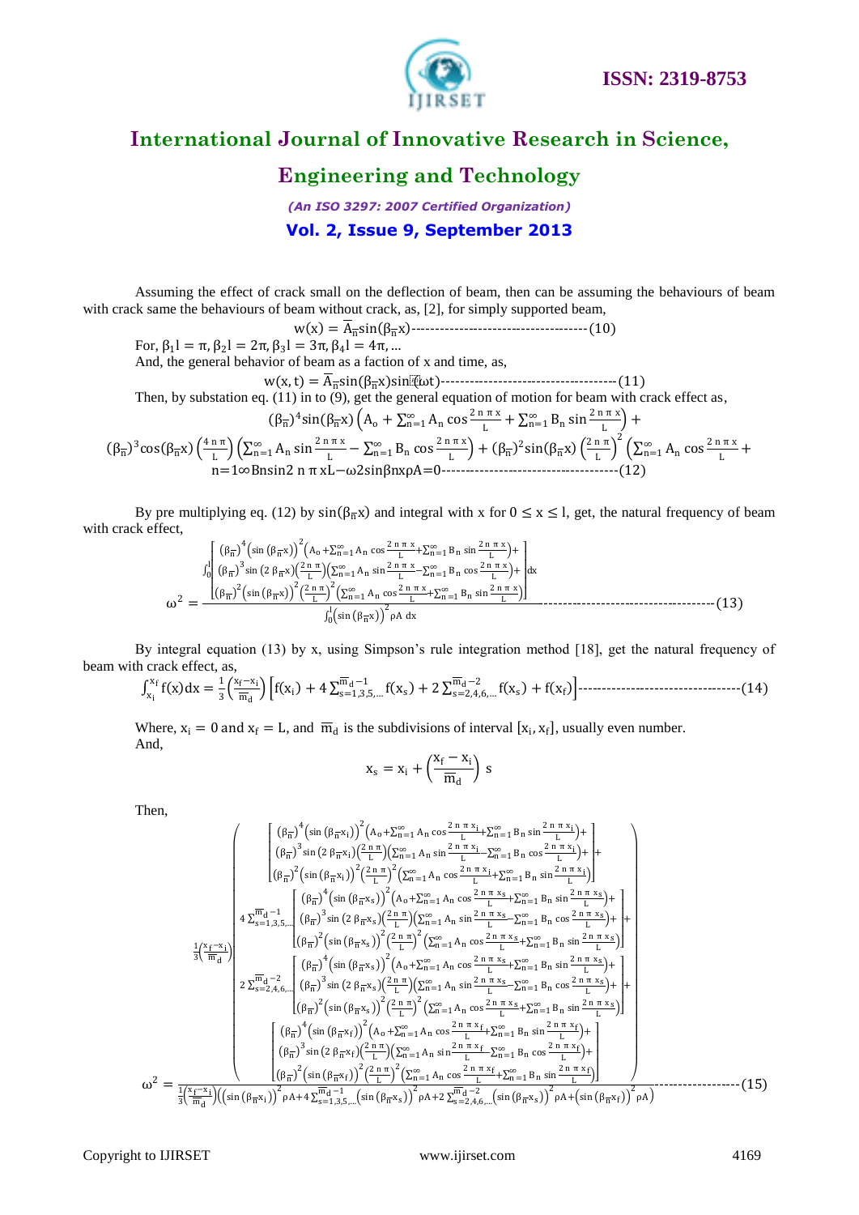Assuming the effect of crack small on the deflection of beam, then can be assuming the behaviours of beam with crack same the behaviours of beam without crack, as, [2], for simply supported beam,

$$w(x) = \overline{A}_{\overline{n}}\sin(\beta_{\overline{n}}x) \text{-------------------------------------}(10)$$

For, $\beta_1 l = \pi, \beta_2 l = 2\pi, \beta_3 l = 3\pi, \beta_4 l = 4\pi, \ldots$

And, the general behavior of beam as a faction of x and time, as,

$$w(x,t) = \overline{A}_{\overline{n}}\sin(\beta_{\overline{n}}x)\sin(\omega t) \text{-------------------------------------}(11)$$

Then, by substation eq. (11) in to (9), get the general equation of motion for beam with crack effect as,

$$(\beta_{\overline{n}})^4\sin(\beta_{\overline{n}}x)\left(A_o + \sum_{n=1}^{\infty} A_n \cos\frac{2\,n\,\pi\,x}{L} + \sum_{n=1}^{\infty} B_n \sin\frac{2\,n\,\pi\,x}{L}\right) + (\beta_{\overline{n}})^3\cos(\beta_{\overline{n}}x)\left(\frac{4\,n\,\pi}{L}\right)\left(\sum_{n=1}^{\infty} A_n \sin\frac{2\,n\,\pi\,x}{L} - \sum_{n=1}^{\infty} B_n \cos\frac{2\,n\,\pi\,x}{L}\right) + (\beta_{\overline{n}})^2\sin(\beta_{\overline{n}}x)\left(\frac{2\,n\,\pi}{L}\right)^2\left(\sum_{n=1}^{\infty} A_n \cos\frac{2\,n\,\pi\,x}{L} + \sum_{n=1}^{\infty} B_n \sin\frac{2\,n\,\pi\,x}{L}\right) - \omega^2 \sin(\beta_{\overline{n}}x)\,\rho A = 0 \text{-------------------------------------}(12)$$

By pre multiplying eq. (12) by $\sin(\beta_{\overline{n}}x)$ and integral with x for $0 \le x \le l$, get, the natural frequency of beam with crack effect,

$$\omega^2 = \frac{\int_0^l \begin{bmatrix} (\beta_{\overline{n}})^4\left(\sin(\beta_{\overline{n}}x)\right)^2\left(A_o + \sum_{n=1}^{\infty} A_n \cos\frac{2\,n\,\pi\,x}{L} + \sum_{n=1}^{\infty} B_n \sin\frac{2\,n\,\pi\,x}{L}\right) + \\ (\beta_{\overline{n}})^3\sin(2\,\beta_{\overline{n}}x)\left(\frac{2\,n\,\pi}{L}\right)\left(\sum_{n=1}^{\infty} A_n \sin\frac{2\,n\,\pi\,x}{L} - \sum_{n=1}^{\infty} B_n \cos\frac{2\,n\,\pi\,x}{L}\right) + \\ (\beta_{\overline{n}})^2\left(\sin(\beta_{\overline{n}}x)\right)^2\left(\frac{2\,n\,\pi}{L}\right)^2\left(\sum_{n=1}^{\infty} A_n \cos\frac{2\,n\,\pi\,x}{L} + \sum_{n=1}^{\infty} B_n \sin\frac{2\,n\,\pi\,x}{L}\right) \end{bmatrix} dx}{\int_0^l \left(\sin(\beta_{\overline{n}}x)\right)^2 \rho A\, dx} \text{-------------------------------------}(13)$$

By integral equation (13) by x, using Simpson's rule integration method [18], get the natural frequency of beam with crack effect, as,

$$\int_{x_i}^{x_f} f(x)\,dx = \frac{1}{3}\left(\frac{x_f - x_i}{\overline{m}_d}\right)\left[f(x_i) + 4\sum_{s=1,3,5,\ldots}^{\overline{m}_d - 1} f(x_s) + 2\sum_{s=2,4,6,\ldots}^{\overline{m}_d - 2} f(x_s) + f(x_f)\right] \text{---------------------------------}(14)$$

Where, $x_i = 0$ and $x_f = L$, and $\overline{m}_d$ is the subdivisions of interval $[x_i, x_f]$, usually even number.

And,

$$x_s = x_i + \left(\frac{x_f - x_i}{\overline{m}_d}\right) s$$

Then,

$$\omega^2 = \frac{\frac{1}{3}\left(\frac{x_f - x_i}{\overline{m}_d}\right)\left(\begin{matrix} \begin{bmatrix} (\beta_{\overline{n}})^4\left(\sin(\beta_{\overline{n}}x_i)\right)^2\left(A_o + \sum_{n=1}^{\infty} A_n \cos\frac{2\,n\,\pi\,x_i}{L} + \sum_{n=1}^{\infty} B_n \sin\frac{2\,n\,\pi\,x_i}{L}\right) + \\ (\beta_{\overline{n}})^3\sin(2\,\beta_{\overline{n}}x_i)\left(\frac{2\,n\,\pi}{L}\right)\left(\sum_{n=1}^{\infty} A_n \sin\frac{2\,n\,\pi\,x_i}{L} - \sum_{n=1}^{\infty} B_n \cos\frac{2\,n\,\pi\,x_i}{L}\right) + \\ (\beta_{\overline{n}})^2\left(\sin(\beta_{\overline{n}}x_i)\right)^2\left(\frac{2\,n\,\pi}{L}\right)^2\left(\sum_{n=1}^{\infty} A_n \cos\frac{2\,n\,\pi\,x_i}{L} + \sum_{n=1}^{\infty} B_n \sin\frac{2\,n\,\pi\,x_i}{L}\right) \end{bmatrix} + \\ 4\sum_{s=1,3,5,\ldots}^{\overline{m}_d - 1}\begin{bmatrix} (\beta_{\overline{n}})^4\left(\sin(\beta_{\overline{n}}x_s)\right)^2\left(A_o + \sum_{n=1}^{\infty} A_n \cos\frac{2\,n\,\pi\,x_s}{L} + \sum_{n=1}^{\infty} B_n \sin\frac{2\,n\,\pi\,x_s}{L}\right) + \\ (\beta_{\overline{n}})^3\sin(2\,\beta_{\overline{n}}x_s)\left(\frac{2\,n\,\pi}{L}\right)\left(\sum_{n=1}^{\infty} A_n \sin\frac{2\,n\,\pi\,x_s}{L} - \sum_{n=1}^{\infty} B_n \cos\frac{2\,n\,\pi\,x_s}{L}\right) + \\ (\beta_{\overline{n}})^2\left(\sin(\beta_{\overline{n}}x_s)\right)^2\left(\frac{2\,n\,\pi}{L}\right)^2\left(\sum_{n=1}^{\infty} A_n \cos\frac{2\,n\,\pi\,x_s}{L} + \sum_{n=1}^{\infty} B_n \sin\frac{2\,n\,\pi\,x_s}{L}\right) \end{bmatrix} + \\ 2\sum_{s=2,4,6,\ldots}^{\overline{m}_d - 2}\begin{bmatrix} (\beta_{\overline{n}})^4\left(\sin(\beta_{\overline{n}}x_s)\right)^2\left(A_o + \sum_{n=1}^{\infty} A_n \cos\frac{2\,n\,\pi\,x_s}{L} + \sum_{n=1}^{\infty} B_n \sin\frac{2\,n\,\pi\,x_s}{L}\right) + \\ (\beta_{\overline{n}})^3\sin(2\,\beta_{\overline{n}}x_s)\left(\frac{2\,n\,\pi}{L}\right)\left(\sum_{n=1}^{\infty} A_n \sin\frac{2\,n\,\pi\,x_s}{L} - \sum_{n=1}^{\infty} B_n \cos\frac{2\,n\,\pi\,x_s}{L}\right) + \\ (\beta_{\overline{n}})^2\left(\sin(\beta_{\overline{n}}x_s)\right)^2\left(\frac{2\,n\,\pi}{L}\right)^2\left(\sum_{n=1}^{\infty} A_n \cos\frac{2\,n\,\pi\,x_s}{L} + \sum_{n=1}^{\infty} B_n \sin\frac{2\,n\,\pi\,x_s}{L}\right) \end{bmatrix} + \\ \begin{bmatrix} (\beta_{\overline{n}})^4\left(\sin(\beta_{\overline{n}}x_f)\right)^2\left(A_o + \sum_{n=1}^{\infty} A_n \cos\frac{2\,n\,\pi\,x_f}{L} + \sum_{n=1}^{\infty} B_n \sin\frac{2\,n\,\pi\,x_f}{L}\right) + \\ (\beta_{\overline{n}})^3\sin(2\,\beta_{\overline{n}}x_f)\left(\frac{2\,n\,\pi}{L}\right)\left(\sum_{n=1}^{\infty} A_n \sin\frac{2\,n\,\pi\,x_f}{L} - \sum_{n=1}^{\infty} B_n \cos\frac{2\,n\,\pi\,x_f}{L}\right) + \\ (\beta_{\overline{n}})^2\left(\sin(\beta_{\overline{n}}x_f)\right)^2\left(\frac{2\,n\,\pi}{L}\right)^2\left(\sum_{n=1}^{\infty} A_n \cos\frac{2\,n\,\pi\,x_f}{L} + \sum_{n=1}^{\infty} B_n \sin\frac{2\,n\,\pi\,x_f}{L}\right) \end{bmatrix} \end{matrix}\right)}{\frac{1}{3}\left(\frac{x_f - x_i}{\overline{m}_d}\right)\left(\left(\sin(\beta_{\overline{n}}x_i)\right)^2\rho A + 4\sum_{s=1,3,5,\ldots}^{\overline{m}_d - 1}\left(\sin(\beta_{\overline{n}}x_s)\right)^2\rho A + 2\sum_{s=2,4,6,\ldots}^{\overline{m}_d - 2}\left(\sin(\beta_{\overline{n}}x_s)\right)^2\rho A + \left(\sin(\beta_{\overline{n}}x_f)\right)^2\rho A\right)} \text{-----------------}(15)$$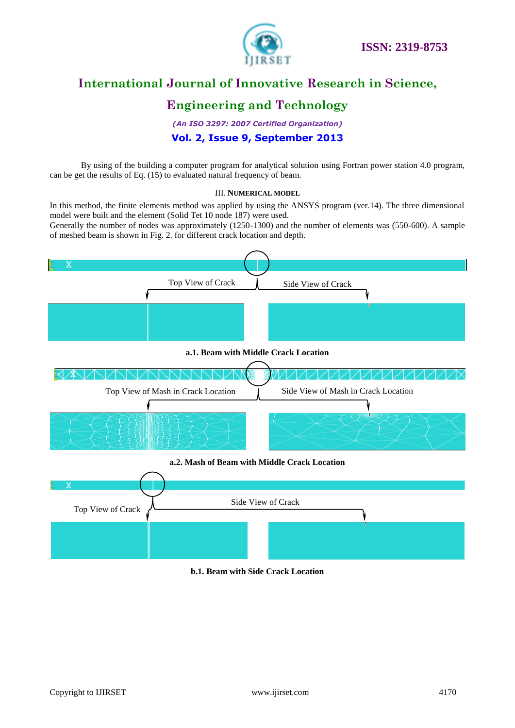By using of the building a computer program for analytical solution using Fortran power station 4.0 program, can be get the results of Eq. (15) to evaluated natural frequency of beam.

## III. NUMERICAL MODEL

In this method, the finite elements method was applied by using the ANSYS program (ver.14). The three dimensional model were built and the element (Solid Tet 10 node 187) were used.

Generally the number of nodes was approximately (1250-1300) and the number of elements was (550-600). A sample of meshed beam is shown in Fig. 2. for different crack location and depth.

Top View of Crack　Side View of Crack

**a.1. Beam with Middle Crack Location**

Top View of Mash in Crack Location　Side View of Mash in Crack Location

**a.2. Mash of Beam with Middle Crack Location**

Top View of Crack　Side View of Crack

**b.1. Beam with Side Crack Location**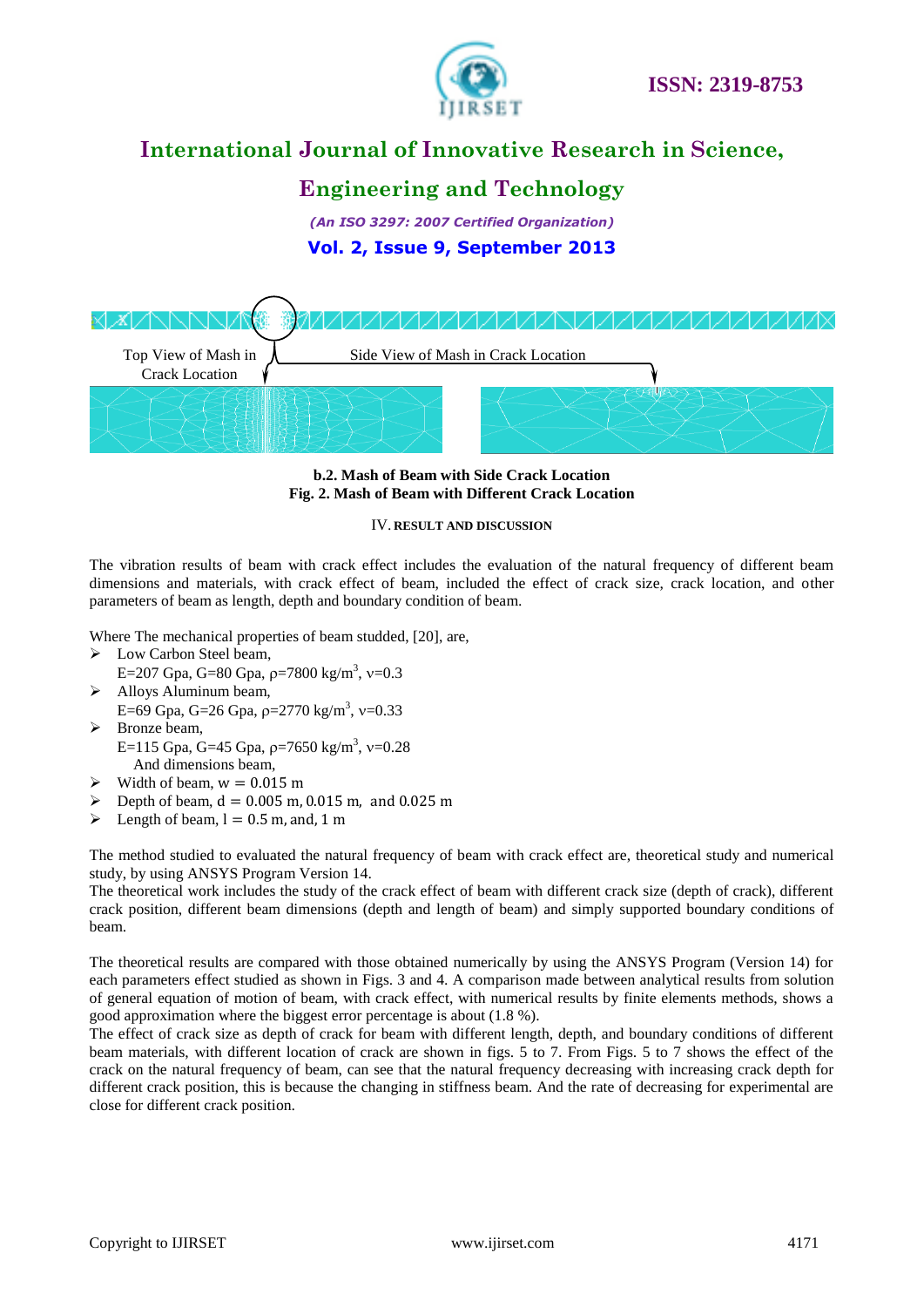Top View of Mash in Crack Location

Side View of Mash in Crack Location

**b.2. Mash of Beam with Side Crack Location**
**Fig. 2. Mash of Beam with Different Crack Location**

## IV. RESULT AND DISCUSSION

The vibration results of beam with crack effect includes the evaluation of the natural frequency of different beam dimensions and materials, with crack effect of beam, included the effect of crack size, crack location, and other parameters of beam as length, depth and boundary condition of beam.

Where The mechanical properties of beam studded, [20], are,

- Low Carbon Steel beam,
  E=207 Gpa, G=80 Gpa, ρ=7800 kg/m$^3$, ν=0.3
- Alloys Aluminum beam,
  E=69 Gpa, G=26 Gpa, ρ=2770 kg/m$^3$, ν=0.33
- Bronze beam,
  E=115 Gpa, G=45 Gpa, ρ=7650 kg/m$^3$, ν=0.28
  And dimensions beam,
- Width of beam, $w = 0.015$ m
- Depth of beam, $d = 0.005$ m, 0.015 m, and 0.025 m
- Length of beam, $l = 0.5$ m, and, 1 m

The method studied to evaluated the natural frequency of beam with crack effect are, theoretical study and numerical study, by using ANSYS Program Version 14.
The theoretical work includes the study of the crack effect of beam with different crack size (depth of crack), different crack position, different beam dimensions (depth and length of beam) and simply supported boundary conditions of beam.

The theoretical results are compared with those obtained numerically by using the ANSYS Program (Version 14) for each parameters effect studied as shown in Figs. 3 and 4. A comparison made between analytical results from solution of general equation of motion of beam, with crack effect, with numerical results by finite elements methods, shows a good approximation where the biggest error percentage is about (1.8 %).
The effect of crack size as depth of crack for beam with different length, depth, and boundary conditions of different beam materials, with different location of crack are shown in figs. 5 to 7. From Figs. 5 to 7 shows the effect of the crack on the natural frequency of beam, can see that the natural frequency decreasing with increasing crack depth for different crack position, this is because the changing in stiffness beam. And the rate of decreasing for experimental are close for different crack position.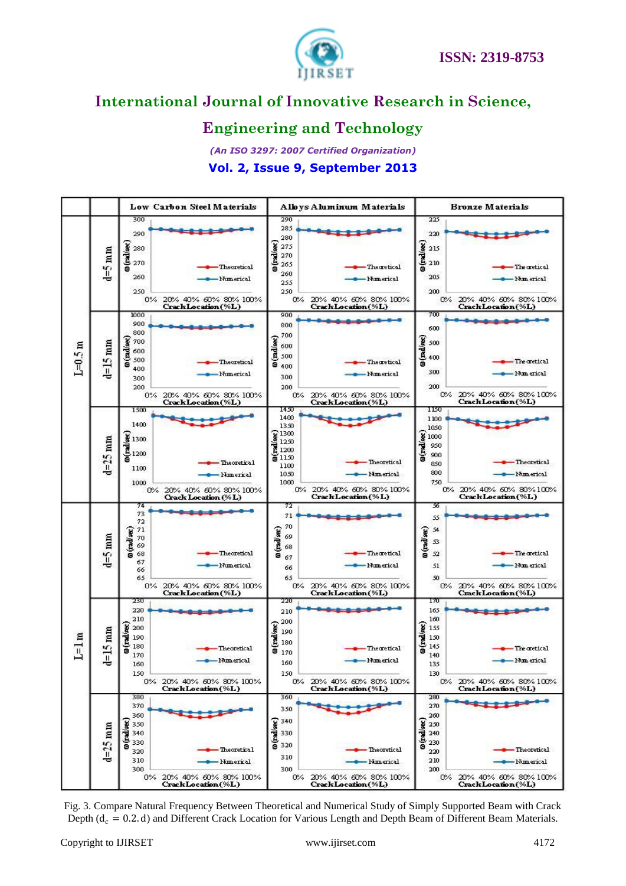Fig. 3. Compare Natural Frequency Between Theoretical and Numerical Study of Simply Supported Beam with Crack Depth ($d_c = 0.2.d$) and Different Crack Location for Various Length and Depth Beam of Different Beam Materials.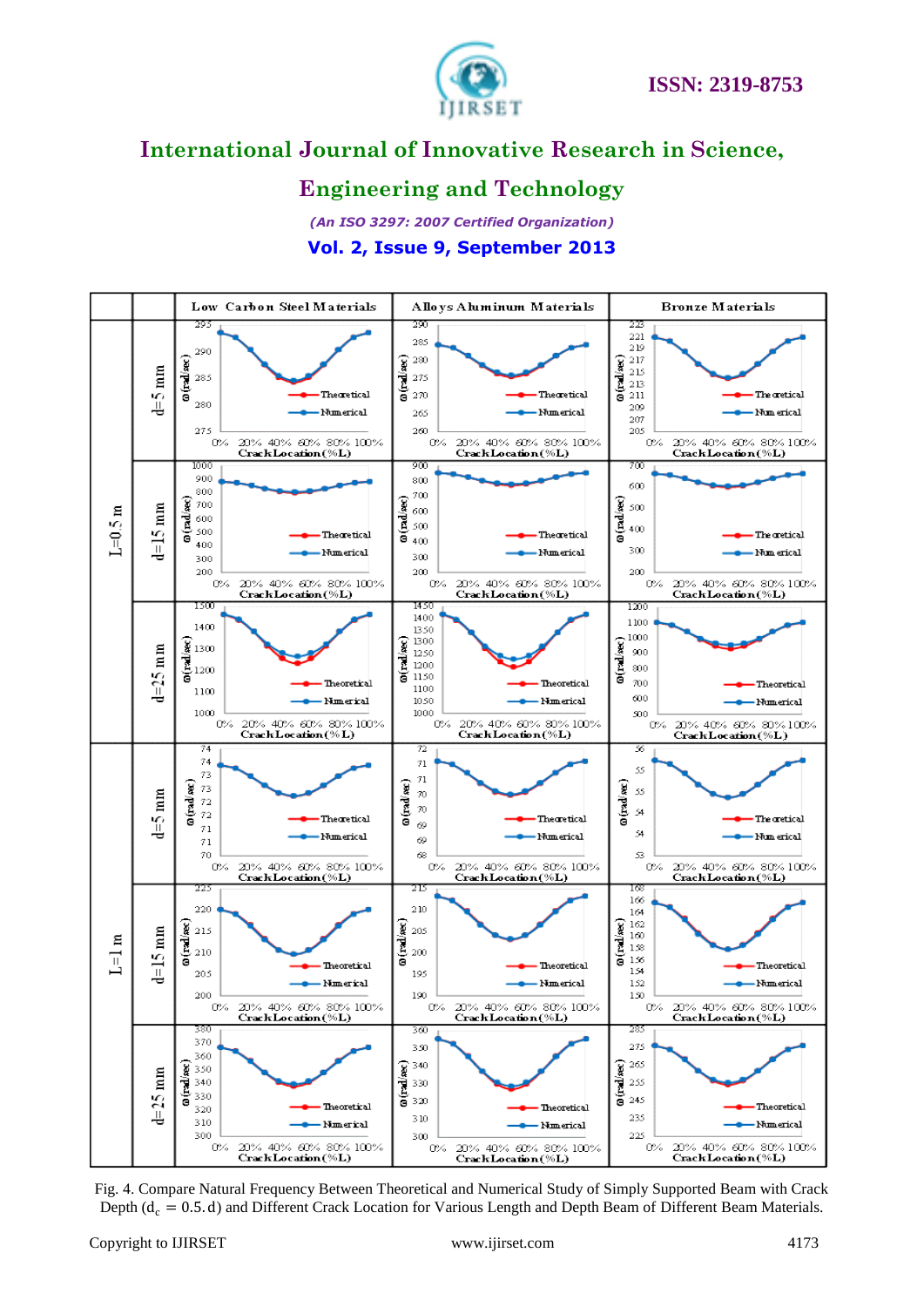| | | Low Carbon Steel Materials | Alloys Aluminum Materials | Bronze Materials |
|---|---|---|---|---|
| L=0.5 m | d=5 mm | | | |
| | d=15 mm | | | |
| | d=25 mm | | | |
| L=1 m | d=5 mm | | | |
| | d=15 mm | | | |
| | d=25 mm | | | |

Fig. 4. Compare Natural Frequency Between Theoretical and Numerical Study of Simply Supported Beam with Crack Depth ($d_c = 0.5.d$) and Different Crack Location for Various Length and Depth Beam of Different Beam Materials.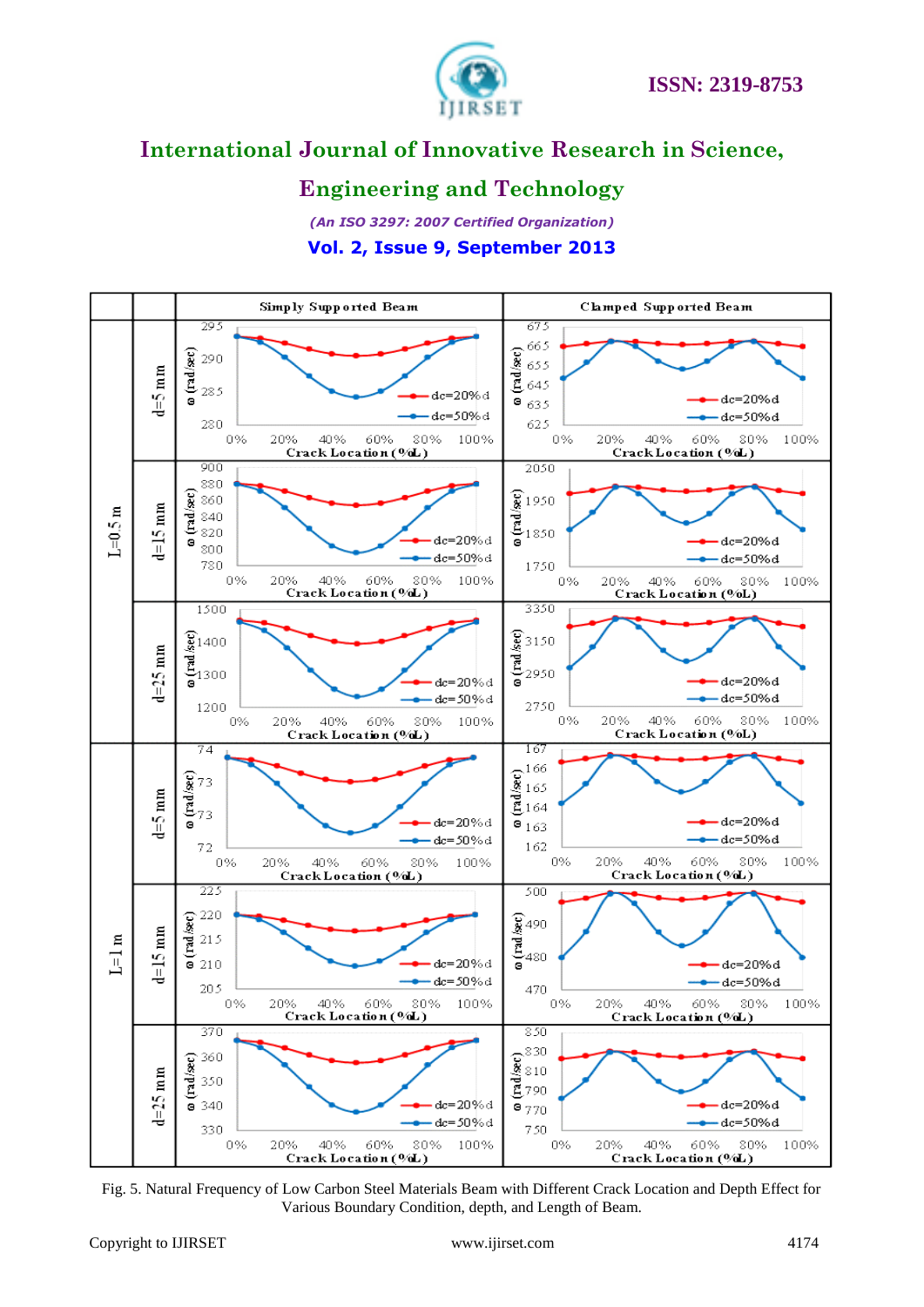Fig. 5. Natural Frequency of Low Carbon Steel Materials Beam with Different Crack Location and Depth Effect for Various Boundary Condition, depth, and Length of Beam.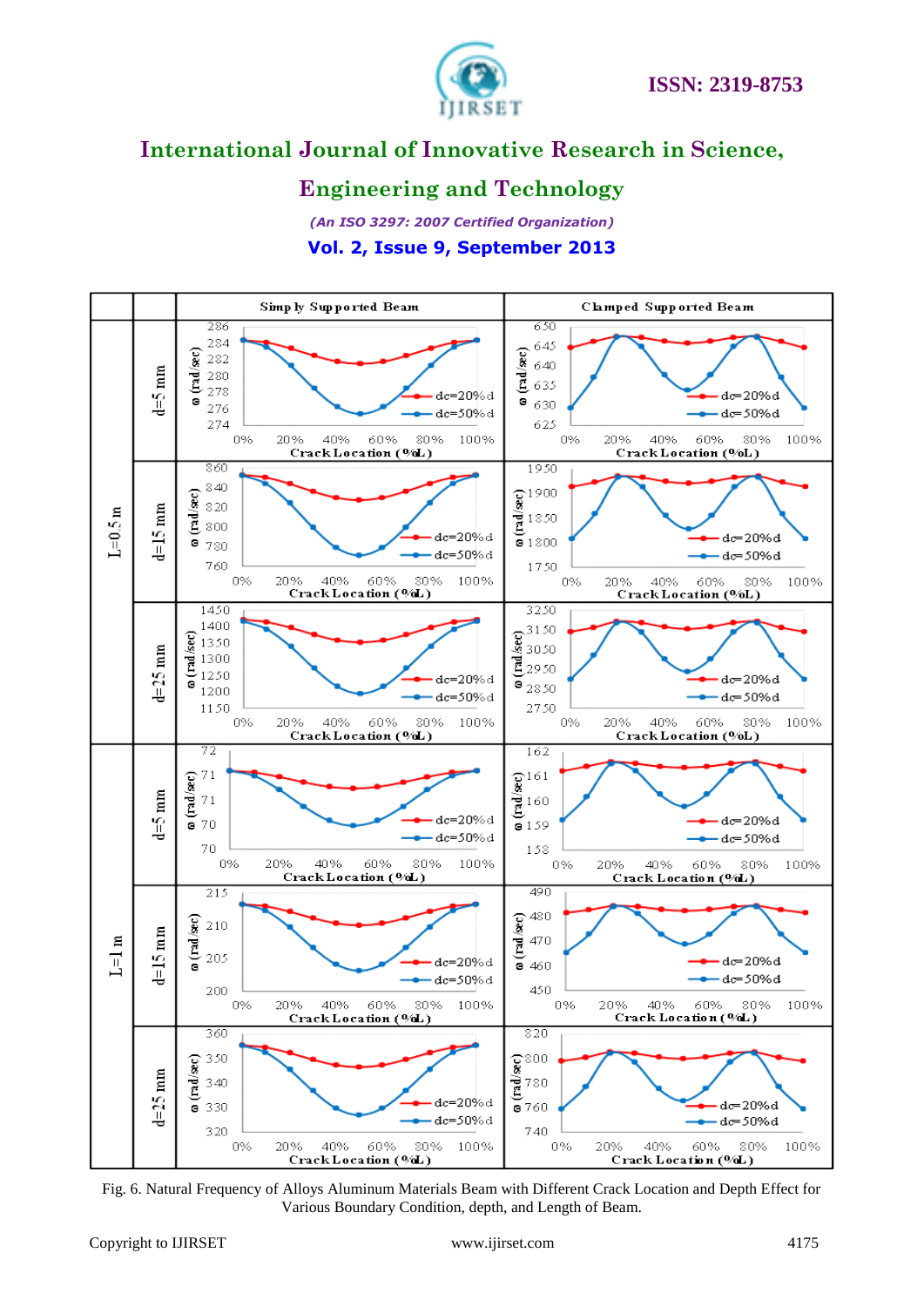Fig. 6. Natural Frequency of Alloys Aluminum Materials Beam with Different Crack Location and Depth Effect for Various Boundary Condition, depth, and Length of Beam.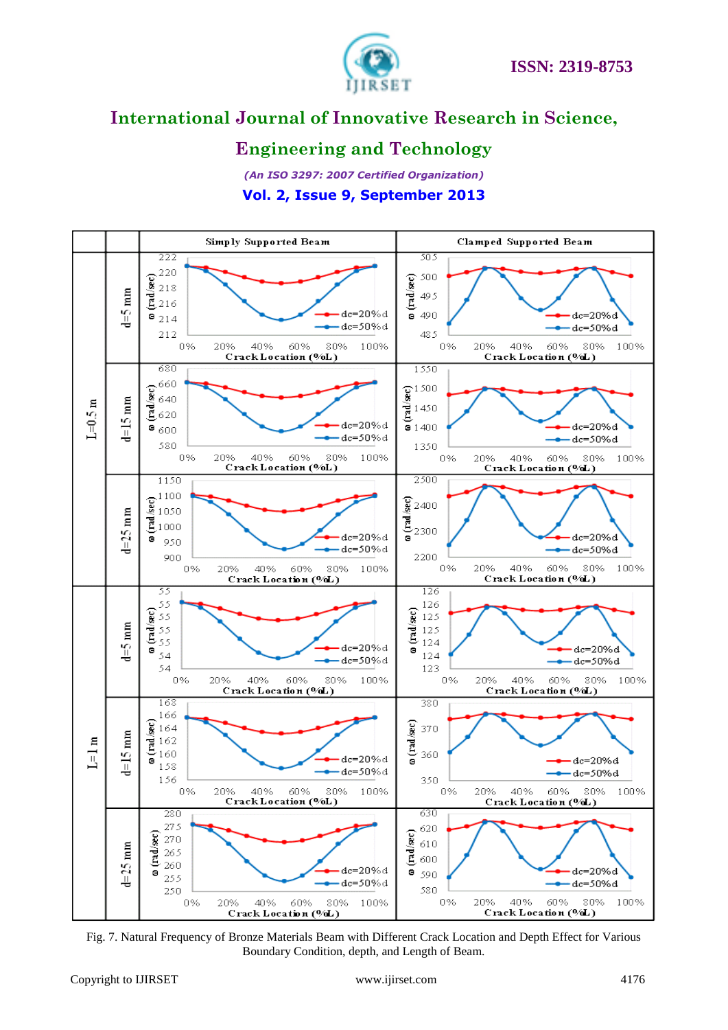| | | Simply Supported Beam | Clamped Supported Beam |
|---|---|---|---|
| L=0.5 m | d=5 mm | | |
| | d=15 mm | | |
| | d=25 mm | | |
| L=1 m | d=5 mm | | |
| | d=15 mm | | |
| | d=25 mm | | |

Fig. 7. Natural Frequency of Bronze Materials Beam with Different Crack Location and Depth Effect for Various Boundary Condition, depth, and Length of Beam.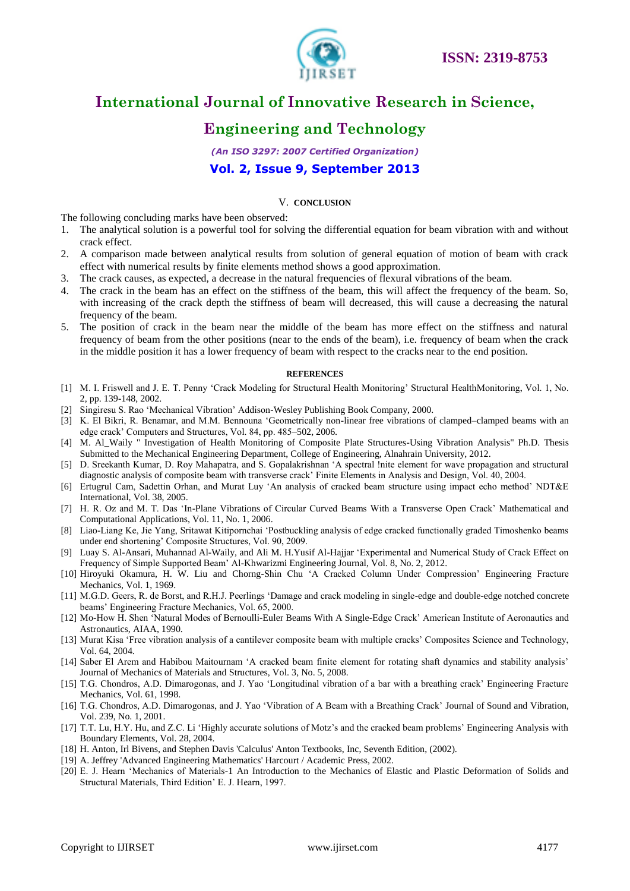## V. CONCLUSION

The following concluding marks have been observed:

1. The analytical solution is a powerful tool for solving the differential equation for beam vibration with and without crack effect.
2. A comparison made between analytical results from solution of general equation of motion of beam with crack effect with numerical results by finite elements method shows a good approximation.
3. The crack causes, as expected, a decrease in the natural frequencies of flexural vibrations of the beam.
4. The crack in the beam has an effect on the stiffness of the beam, this will affect the frequency of the beam. So, with increasing of the crack depth the stiffness of beam will decreased, this will cause a decreasing the natural frequency of the beam.
5. The position of crack in the beam near the middle of the beam has more effect on the stiffness and natural frequency of beam from the other positions (near to the ends of the beam), i.e. frequency of beam when the crack in the middle position it has a lower frequency of beam with respect to the cracks near to the end position.

## REFERENCES

[1] M. I. Friswell and J. E. T. Penny 'Crack Modeling for Structural Health Monitoring' Structural HealthMonitoring, Vol. 1, No. 2, pp. 139-148, 2002.

[2] Singiresu S. Rao 'Mechanical Vibration' Addison-Wesley Publishing Book Company, 2000.

[3] K. El Bikri, R. Benamar, and M.M. Bennouna 'Geometrically non-linear free vibrations of clamped–clamped beams with an edge crack' Computers and Structures, Vol. 84, pp. 485–502, 2006.

[4] M. Al_Waily " Investigation of Health Monitoring of Composite Plate Structures-Using Vibration Analysis" Ph.D. Thesis Submitted to the Mechanical Engineering Department, College of Engineering, Alnahrain University, 2012.

[5] D. Sreekanth Kumar, D. Roy Mahapatra, and S. Gopalakrishnan 'A spectral !nite element for wave propagation and structural diagnostic analysis of composite beam with transverse crack' Finite Elements in Analysis and Design, Vol. 40, 2004.

[6] Ertugrul Cam, Sadettin Orhan, and Murat Luy 'An analysis of cracked beam structure using impact echo method' NDT&E International, Vol. 38, 2005.

[7] H. R. Oz and M. T. Das 'In-Plane Vibrations of Circular Curved Beams With a Transverse Open Crack' Mathematical and Computational Applications, Vol. 11, No. 1, 2006.

[8] Liao-Liang Ke, Jie Yang, Sritawat Kitipornchai 'Postbuckling analysis of edge cracked functionally graded Timoshenko beams under end shortening' Composite Structures, Vol. 90, 2009.

[9] Luay S. Al-Ansari, Muhannad Al-Waily, and Ali M. H.Yusif Al-Hajjar 'Experimental and Numerical Study of Crack Effect on Frequency of Simple Supported Beam' Al-Khwarizmi Engineering Journal, Vol. 8, No. 2, 2012.

[10] Hiroyuki Okamura, H. W. Liu and Chorng-Shin Chu 'A Cracked Column Under Compression' Engineering Fracture Mechanics, Vol. 1, 1969.

[11] M.G.D. Geers, R. de Borst, and R.H.J. Peerlings 'Damage and crack modeling in single-edge and double-edge notched concrete beams' Engineering Fracture Mechanics, Vol. 65, 2000.

[12] Mo-How H. Shen 'Natural Modes of Bernoulli-Euler Beams With A Single-Edge Crack' American Institute of Aeronautics and Astronautics, AIAA, 1990.

[13] Murat Kisa 'Free vibration analysis of a cantilever composite beam with multiple cracks' Composites Science and Technology, Vol. 64, 2004.

[14] Saber El Arem and Habibou Maitournam 'A cracked beam finite element for rotating shaft dynamics and stability analysis' Journal of Mechanics of Materials and Structures, Vol. 3, No. 5, 2008.

[15] T.G. Chondros, A.D. Dimarogonas, and J. Yao 'Longitudinal vibration of a bar with a breathing crack' Engineering Fracture Mechanics, Vol. 61, 1998.

[16] T.G. Chondros, A.D. Dimarogonas, and J. Yao 'Vibration of A Beam with a Breathing Crack' Journal of Sound and Vibration, Vol. 239, No. 1, 2001.

[17] T.T. Lu, H.Y. Hu, and Z.C. Li 'Highly accurate solutions of Motz's and the cracked beam problems' Engineering Analysis with Boundary Elements, Vol. 28, 2004.

[18] H. Anton, Irl Bivens, and Stephen Davis 'Calculus' Anton Textbooks, Inc, Seventh Edition, (2002).

[19] A. Jeffrey 'Advanced Engineering Mathematics' Harcourt / Academic Press, 2002.

[20] E. J. Hearn 'Mechanics of Materials-1 An Introduction to the Mechanics of Elastic and Plastic Deformation of Solids and Structural Materials, Third Edition' E. J. Hearn, 1997.